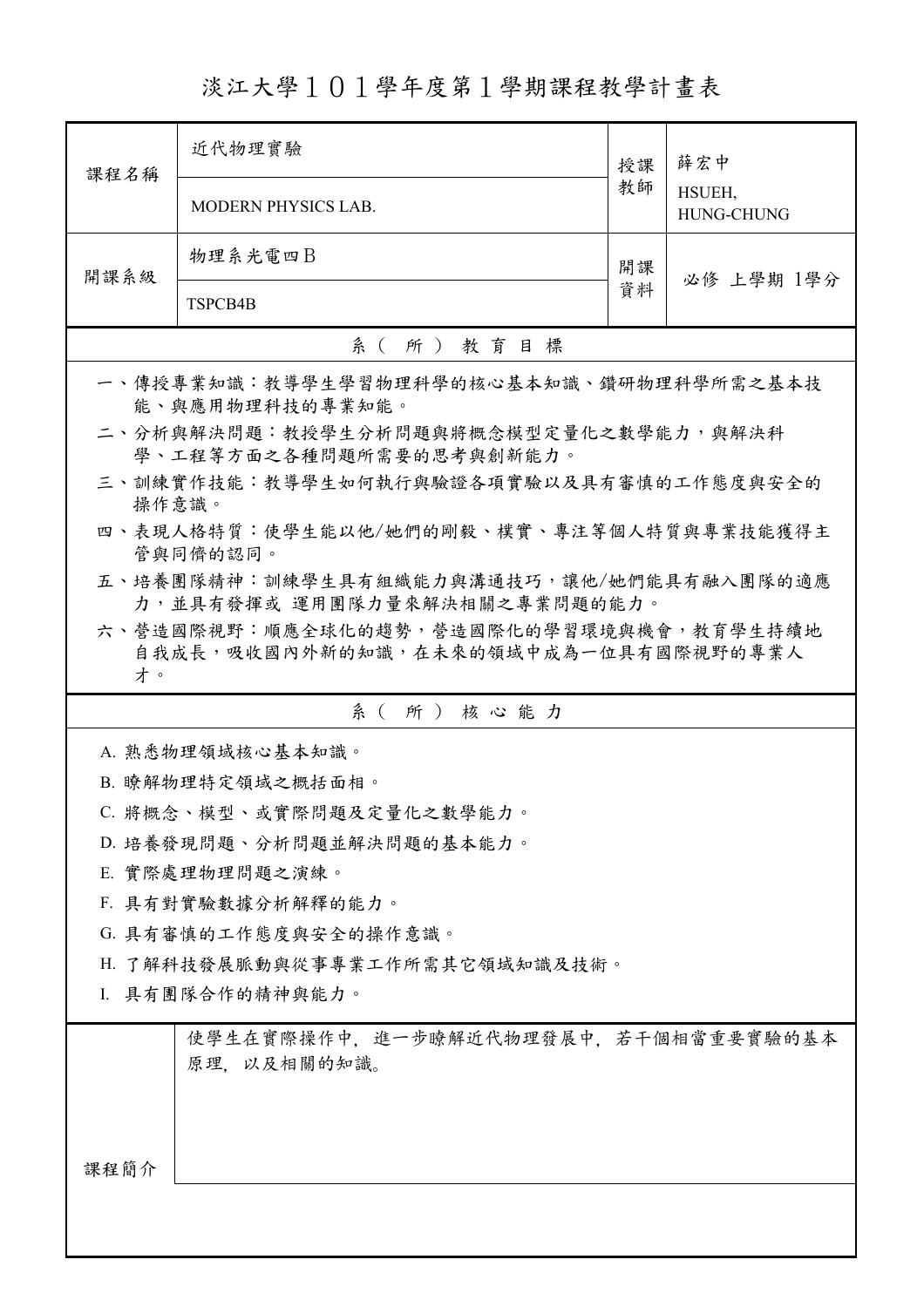# 淡江大學１０１學年度第１學期課程教學計畫表

| 課程名稱 | 近代物理實驗 | 授課教師 | 薛宏中 |
|---|---|---|---|
| | MODERN PHYSICS LAB. | | HSUEH, HUNG-CHUNG |
| 開課系級 | 物理系光電四Ｂ | 開課資料 | 必修 上學期 1學分 |
| | TSPCB4B | | |

## 系（所）教育目標

一、傳授專業知識：教導學生學習物理科學的核心基本知識、鑽研物理科學所需之基本技能、與應用物理科技的專業知能。

二、分析與解決問題：教授學生分析問題與將概念模型定量化之數學能力，與解決科學、工程等方面之各種問題所需要的思考與創新能力。

三、訓練實作技能：教導學生如何執行與驗證各項實驗以及具有審慎的工作態度與安全的操作意識。

四、表現人格特質：使學生能以他/她們的剛毅、樸實、專注等個人特質與專業技能獲得主管與同儕的認同。

五、培養團隊精神：訓練學生具有組織能力與溝通技巧，讓他/她們能具有融入團隊的適應力，並具有發揮或 運用團隊力量來解決相關之專業問題的能力。

六、營造國際視野：順應全球化的趨勢，營造國際化的學習環境與機會，教育學生持續地自我成長，吸收國內外新的知識，在未來的領域中成為一位具有國際視野的專業人才。

## 系（所）核心能力

A. 熟悉物理領域核心基本知識。

B. 瞭解物理特定領域之概括面相。

C. 將概念、模型、或實際問題及定量化之數學能力。

D. 培養發現問題、分析問題並解決問題的基本能力。

E. 實際處理物理問題之演練。

F. 具有對實驗數據分析解釋的能力。

G. 具有審慎的工作態度與安全的操作意識。

H. 了解科技發展脈動與從事專業工作所需其它領域知識及技術。

I. 具有團隊合作的精神與能力。

| 課程簡介 | 使學生在實際操作中，進一步瞭解近代物理發展中，若干個相當重要實驗的基本原理，以及相關的知識。 |
|---|---|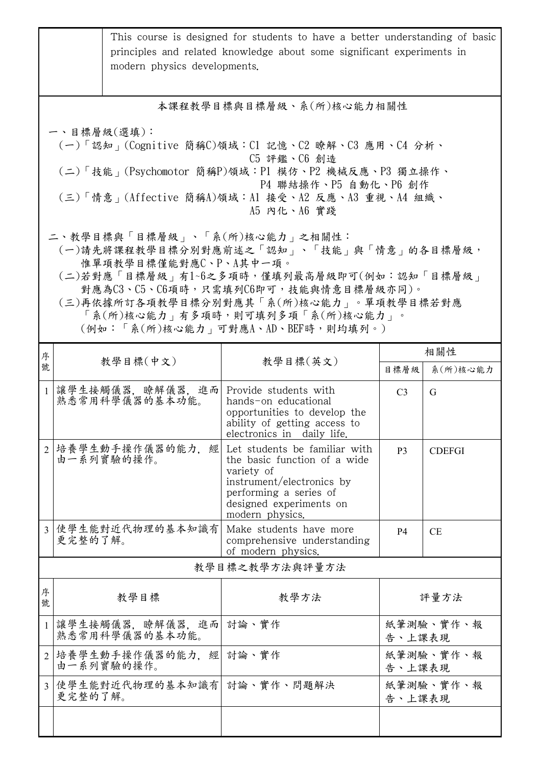| | This course is designed for students to have a better understanding of basic principles and related knowledge about some significant experiments in modern physics developments. |
|---|---|

## 本課程教學目標與目標層級、系(所)核心能力相關性

一、目標層級(選填)：
(一)「認知」(Cognitive 簡稱C)領域：C1 記憶、C2 瞭解、C3 應用、C4 分析、C5 評鑑、C6 創造
(二)「技能」(Psychomotor 簡稱P)領域：P1 模仿、P2 機械反應、P3 獨立操作、P4 聯結操作、P5 自動化、P6 創作
(三)「情意」(Affective 簡稱A)領域：A1 接受、A2 反應、A3 重視、A4 組織、A5 內化、A6 實踐

二、教學目標與「目標層級」、「系(所)核心能力」之相關性：
(一)請先將課程教學目標分別對應前述之「認知」、「技能」與「情意」的各目標層級，惟單項教學目標僅能對應C、P、A其中一項。
(二)若對應「目標層級」有1~6之多項時，僅填列最高層級即可(例如：認知「目標層級」對應為C3、C5、C6項時，只需填列C6即可，技能與情意目標層級亦同)。
(三)再依據所訂各項教學目標分別對應其「系(所)核心能力」。單項教學目標若對應「系(所)核心能力」有多項時，則可填列多項「系(所)核心能力」。
(例如：「系(所)核心能力」可對應A、AD、BEF時，則均填列。)

| 序號 | 教學目標(中文) | 教學目標(英文) | 相關性 | |
|---|---|---|---|---|
| | | | 目標層級 | 系(所)核心能力 |
| 1 | 讓學生接觸儀器，瞭解儀器，進而熟悉常用科學儀器的基本功能。 | Provide students with hands-on educational opportunities to develop the ability of getting access to electronics in daily life. | C3 | G |
| 2 | 培養學生動手操作儀器的能力，經由一系列實驗的操作。 | Let students be familiar with the basic function of a wide variety of instrument/electronics by performing a series of designed experiments on modern physics. | P3 | CDEFGI |
| 3 | 使學生能對近代物理的基本知識有更完整的了解。 | Make students have more comprehensive understanding of modern physics. | P4 | CE |

## 教學目標之教學方法與評量方法

| 序號 | 教學目標 | 教學方法 | 評量方法 |
|---|---|---|---|
| 1 | 讓學生接觸儀器，瞭解儀器，進而熟悉常用科學儀器的基本功能。 | 討論、實作 | 紙筆測驗、實作、報告、上課表現 |
| 2 | 培養學生動手操作儀器的能力，經由一系列實驗的操作。 | 討論、實作 | 紙筆測驗、實作、報告、上課表現 |
| 3 | 使學生能對近代物理的基本知識有更完整的了解。 | 討論、實作、問題解決 | 紙筆測驗、實作、報告、上課表現 |
| | | | |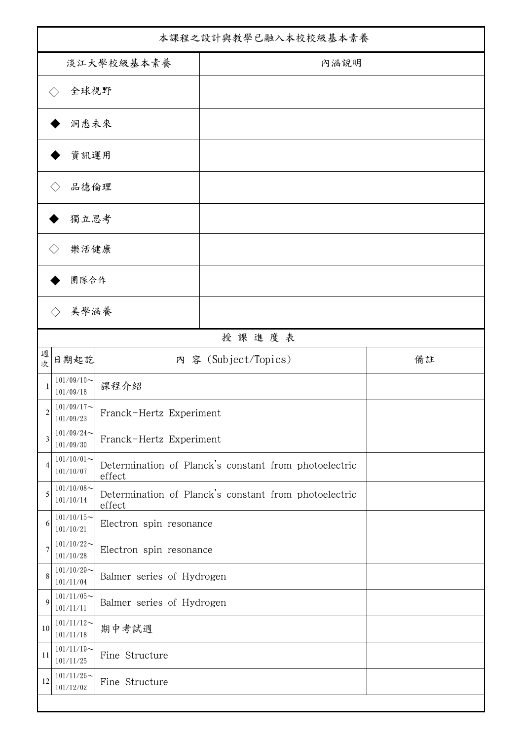| 本課程之設計與教學已融入本校校級基本素養 | |
|---|---|
| 淡江大學校級基本素養 | 內涵說明 |
| ◇ 全球視野 | |
| ◆ 洞悉未來 | |
| ◆ 資訊運用 | |
| ◇ 品德倫理 | |
| ◆ 獨立思考 | |
| ◇ 樂活健康 | |
| ◆ 團隊合作 | |
| ◇ 美學涵養 | |

授 課 進 度 表

| 週次 | 日期起訖 | 內 容 (Subject/Topics) | 備註 |
|---|---|---|---|
| 1 | 101/09/10～101/09/16 | 課程介紹 | |
| 2 | 101/09/17～101/09/23 | Franck-Hertz Experiment | |
| 3 | 101/09/24～101/09/30 | Franck-Hertz Experiment | |
| 4 | 101/10/01～101/10/07 | Determination of Planck's constant from photoelectric effect | |
| 5 | 101/10/08～101/10/14 | Determination of Planck's constant from photoelectric effect | |
| 6 | 101/10/15～101/10/21 | Electron spin resonance | |
| 7 | 101/10/22～101/10/28 | Electron spin resonance | |
| 8 | 101/10/29～101/11/04 | Balmer series of Hydrogen | |
| 9 | 101/11/05～101/11/11 | Balmer series of Hydrogen | |
| 10 | 101/11/12～101/11/18 | 期中考試週 | |
| 11 | 101/11/19～101/11/25 | Fine Structure | |
| 12 | 101/11/26～101/12/02 | Fine Structure | |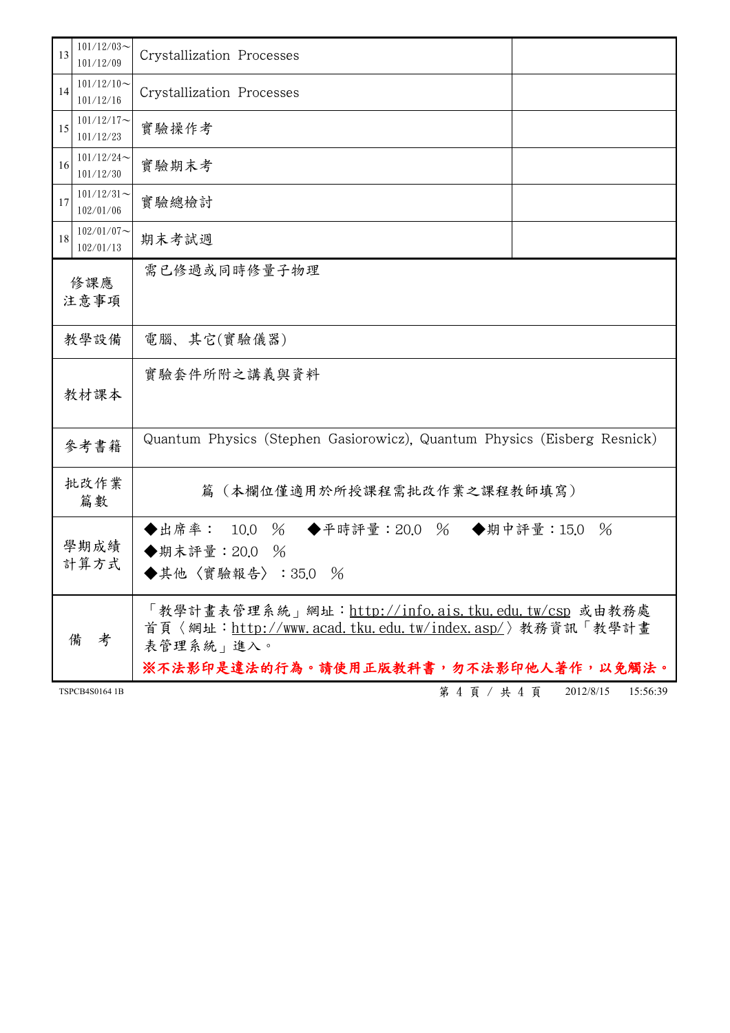| | | | |
|---|---|---|---|
| 13 | 101/12/03～<br>101/12/09 | Crystallization Processes | |
| 14 | 101/12/10～<br>101/12/16 | Crystallization Processes | |
| 15 | 101/12/17～<br>101/12/23 | 實驗操作考 | |
| 16 | 101/12/24～<br>101/12/30 | 實驗期末考 | |
| 17 | 101/12/31～<br>102/01/06 | 實驗總檢討 | |
| 18 | 102/01/07～<br>102/01/13 | 期末考試週 | |

| | |
|---|---|
| 修課應<br>注意事項 | 需已修過或同時修量子物理 |
| 教學設備 | 電腦、其它(實驗儀器) |
| 教材課本 | 實驗套件所附之講義與資料 |
| 參考書籍 | Quantum Physics (Stephen Gasiorowicz), Quantum Physics (Eisberg Resnick) |
| 批改作業<br>篇數 | 篇（本欄位僅適用於所授課程需批改作業之課程教師填寫） |
| 學期成績<br>計算方式 | ◆出席率： 10.0 ％ ◆平時評量：20.0 ％ ◆期中評量：15.0 ％<br>◆期末評量：20.0 ％<br>◆其他〈實驗報告〉：35.0 ％ |
| 備　考 | 「教學計畫表管理系統」網址：http://info.ais.tku.edu.tw/csp 或由教務處首頁〈網址：http://www.acad.tku.edu.tw/index.asp/〉教務資訊「教學計畫表管理系統」進入。<br>**※不法影印是違法的行為。請使用正版教科書，勿不法影印他人著作，以免觸法。** |

TSPCB4S0164 1B　　2012/8/15　15:56:39